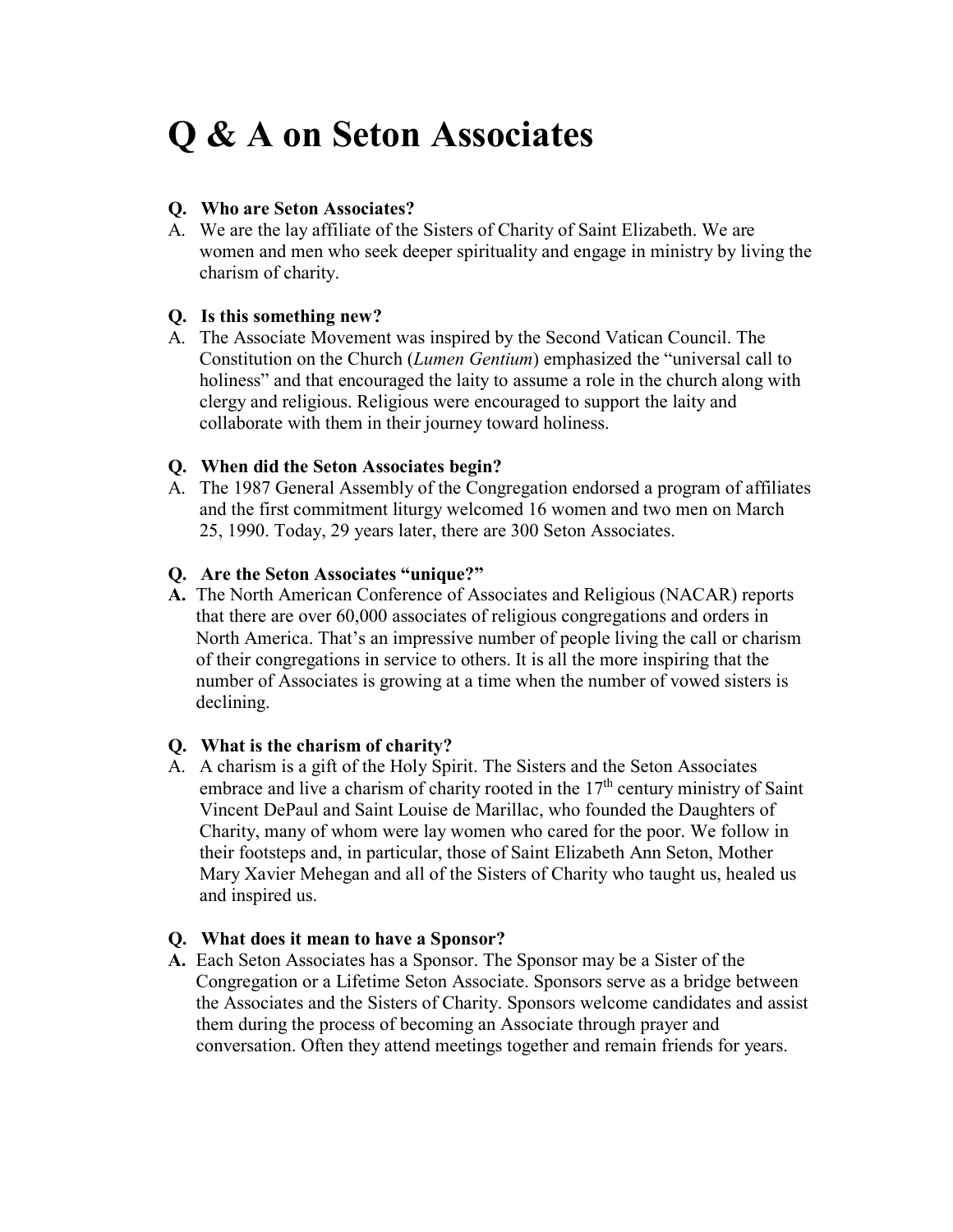# Q & A on Seton Associates

**Q. Who are Seton Associates?**

A. We are the lay affiliate of the Sisters of Charity of Saint Elizabeth. We are women and men who seek deeper spirituality and engage in ministry by living the charism of charity.

**Q. Is this something new?**

A. The Associate Movement was inspired by the Second Vatican Council. The Constitution on the Church (*Lumen Gentium*) emphasized the "universal call to holiness" and that encouraged the laity to assume a role in the church along with clergy and religious. Religious were encouraged to support the laity and collaborate with them in their journey toward holiness.

**Q. When did the Seton Associates begin?**

A. The 1987 General Assembly of the Congregation endorsed a program of affiliates and the first commitment liturgy welcomed 16 women and two men on March 25, 1990. Today, 29 years later, there are 300 Seton Associates.

**Q. Are the Seton Associates "unique?"**

**A.** The North American Conference of Associates and Religious (NACAR) reports that there are over 60,000 associates of religious congregations and orders in North America. That's an impressive number of people living the call or charism of their congregations in service to others. It is all the more inspiring that the number of Associates is growing at a time when the number of vowed sisters is declining.

**Q. What is the charism of charity?**

A. A charism is a gift of the Holy Spirit. The Sisters and the Seton Associates embrace and live a charism of charity rooted in the 17th century ministry of Saint Vincent DePaul and Saint Louise de Marillac, who founded the Daughters of Charity, many of whom were lay women who cared for the poor. We follow in their footsteps and, in particular, those of Saint Elizabeth Ann Seton, Mother Mary Xavier Mehegan and all of the Sisters of Charity who taught us, healed us and inspired us.

**Q. What does it mean to have a Sponsor?**

**A.** Each Seton Associates has a Sponsor. The Sponsor may be a Sister of the Congregation or a Lifetime Seton Associate. Sponsors serve as a bridge between the Associates and the Sisters of Charity. Sponsors welcome candidates and assist them during the process of becoming an Associate through prayer and conversation. Often they attend meetings together and remain friends for years.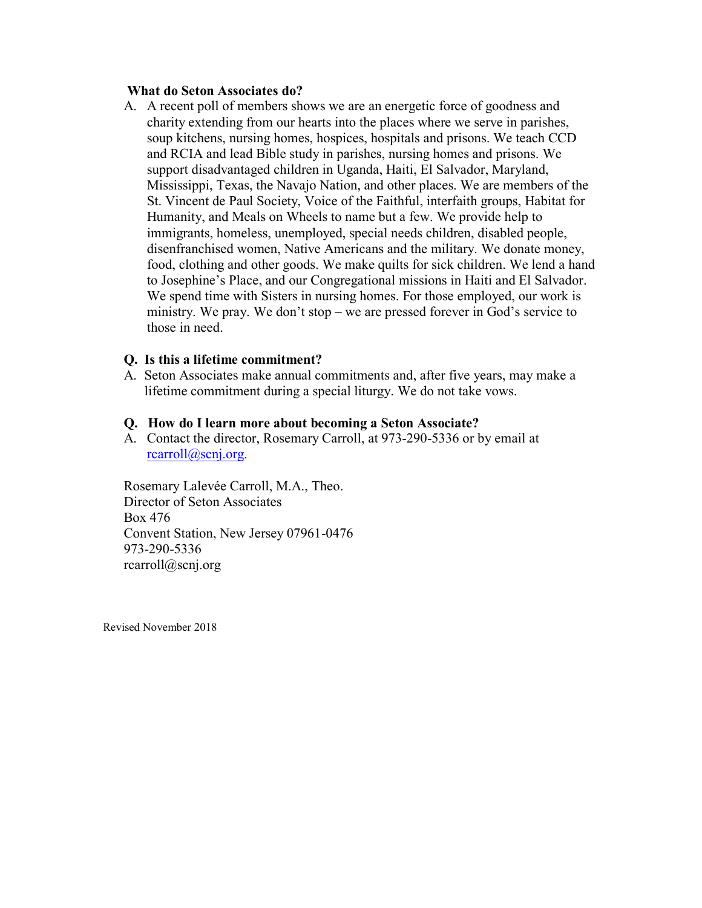**What do Seton Associates do?**

A. A recent poll of members shows we are an energetic force of goodness and charity extending from our hearts into the places where we serve in parishes, soup kitchens, nursing homes, hospices, hospitals and prisons. We teach CCD and RCIA and lead Bible study in parishes, nursing homes and prisons. We support disadvantaged children in Uganda, Haiti, El Salvador, Maryland, Mississippi, Texas, the Navajo Nation, and other places. We are members of the St. Vincent de Paul Society, Voice of the Faithful, interfaith groups, Habitat for Humanity, and Meals on Wheels to name but a few. We provide help to immigrants, homeless, unemployed, special needs children, disabled people, disenfranchised women, Native Americans and the military. We donate money, food, clothing and other goods. We make quilts for sick children. We lend a hand to Josephine's Place, and our Congregational missions in Haiti and El Salvador. We spend time with Sisters in nursing homes. For those employed, our work is ministry. We pray. We don't stop – we are pressed forever in God's service to those in need.

**Q. Is this a lifetime commitment?**

A. Seton Associates make annual commitments and, after five years, may make a lifetime commitment during a special liturgy. We do not take vows.

**Q. How do I learn more about becoming a Seton Associate?**

A. Contact the director, Rosemary Carroll, at 973-290-5336 or by email at rcarroll@scnj.org.

Rosemary Lalevée Carroll, M.A., Theo.
Director of Seton Associates
Box 476
Convent Station, New Jersey 07961-0476
973-290-5336
rcarroll@scnj.org

Revised November 2018